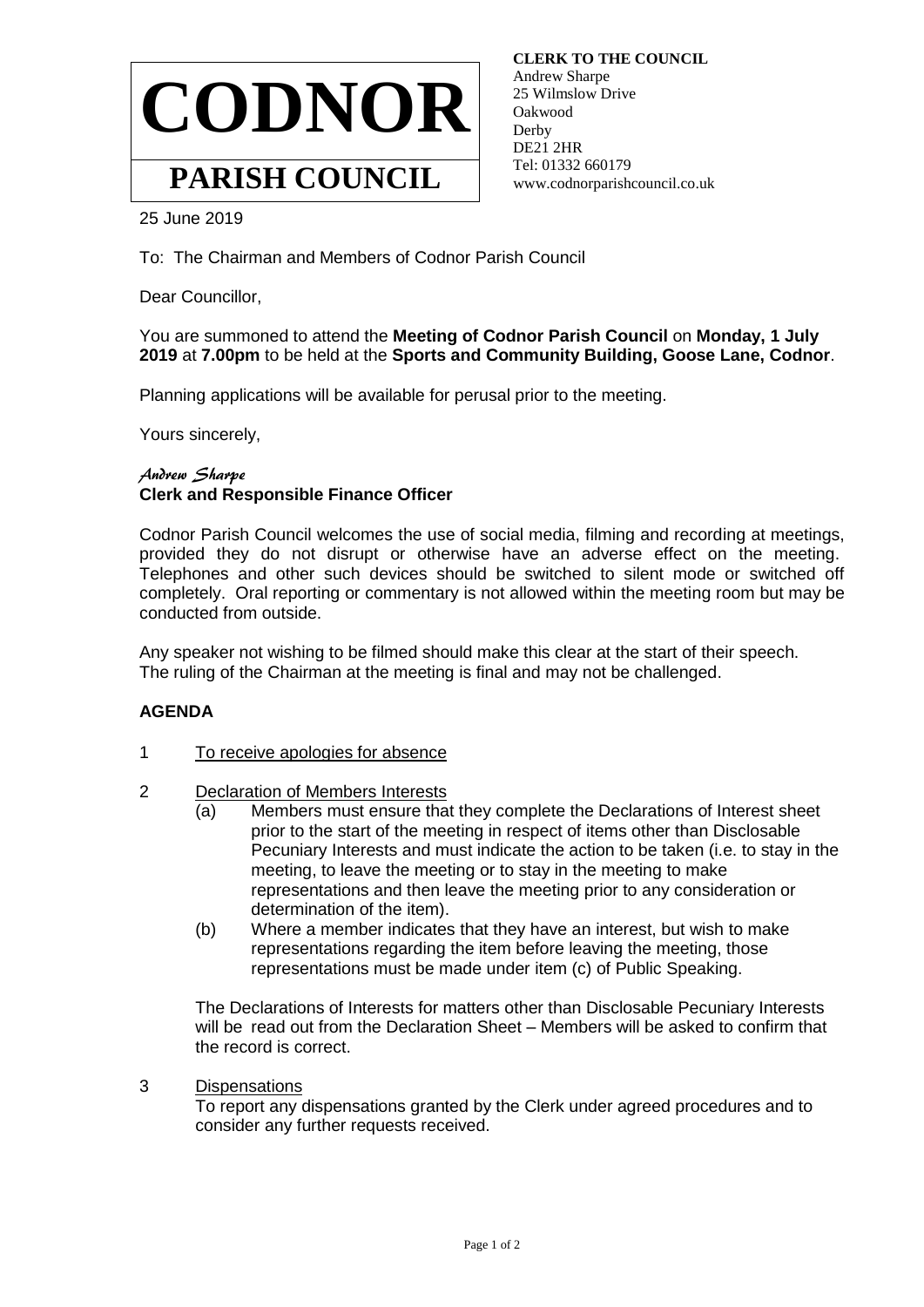# CODNOR

## PARISH COUNCIL

**CLERK TO THE COUNCIL**
Andrew Sharpe
25 Wilmslow Drive
Oakwood
Derby
DE21 2HR
Tel: 01332 660179
www.codnorparishcouncil.co.uk

25 June 2019

To: The Chairman and Members of Codnor Parish Council

Dear Councillor,

You are summoned to attend the **Meeting of Codnor Parish Council** on **Monday, 1 July 2019** at **7.00pm** to be held at the **Sports and Community Building, Goose Lane, Codnor**.

Planning applications will be available for perusal prior to the meeting.

Yours sincerely,

*Andrew Sharpe*
**Clerk and Responsible Finance Officer**

Codnor Parish Council welcomes the use of social media, filming and recording at meetings, provided they do not disrupt or otherwise have an adverse effect on the meeting. Telephones and other such devices should be switched to silent mode or switched off completely. Oral reporting or commentary is not allowed within the meeting room but may be conducted from outside.

Any speaker not wishing to be filmed should make this clear at the start of their speech. The ruling of the Chairman at the meeting is final and may not be challenged.

**AGENDA**

1 To receive apologies for absence

2 Declaration of Members Interests

(a) Members must ensure that they complete the Declarations of Interest sheet prior to the start of the meeting in respect of items other than Disclosable Pecuniary Interests and must indicate the action to be taken (i.e. to stay in the meeting, to leave the meeting or to stay in the meeting to make representations and then leave the meeting prior to any consideration or determination of the item).

(b) Where a member indicates that they have an interest, but wish to make representations regarding the item before leaving the meeting, those representations must be made under item (c) of Public Speaking.

The Declarations of Interests for matters other than Disclosable Pecuniary Interests will be read out from the Declaration Sheet – Members will be asked to confirm that the record is correct.

3 Dispensations

To report any dispensations granted by the Clerk under agreed procedures and to consider any further requests received.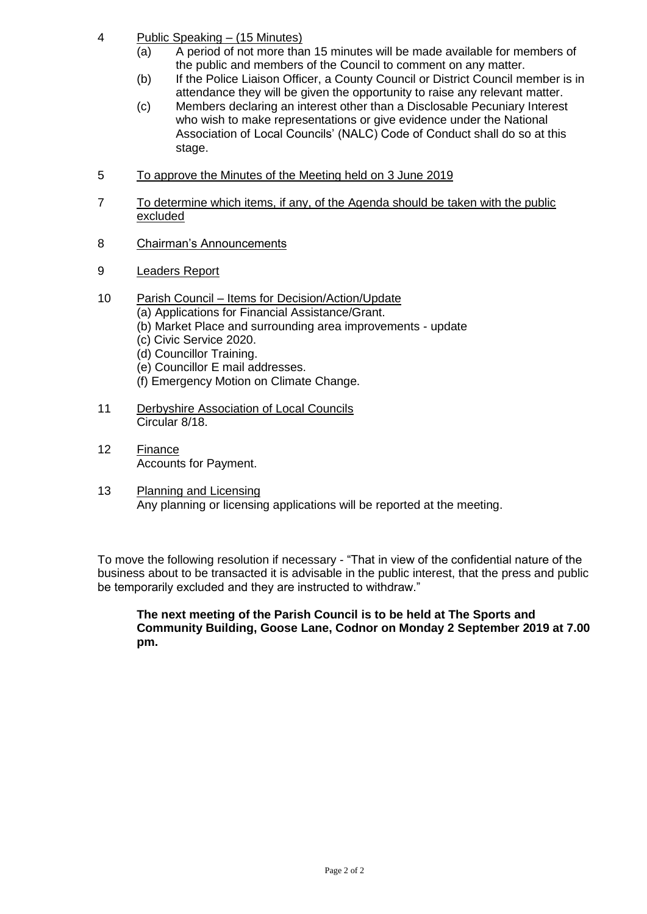4 Public Speaking – (15 Minutes)

(a) A period of not more than 15 minutes will be made available for members of the public and members of the Council to comment on any matter.

(b) If the Police Liaison Officer, a County Council or District Council member is in attendance they will be given the opportunity to raise any relevant matter.

(c) Members declaring an interest other than a Disclosable Pecuniary Interest who wish to make representations or give evidence under the National Association of Local Councils' (NALC) Code of Conduct shall do so at this stage.

5 To approve the Minutes of the Meeting held on 3 June 2019

7 To determine which items, if any, of the Agenda should be taken with the public excluded

8 Chairman's Announcements

9 Leaders Report

10 Parish Council – Items for Decision/Action/Update

(a) Applications for Financial Assistance/Grant.
(b) Market Place and surrounding area improvements - update
(c) Civic Service 2020.
(d) Councillor Training.
(e) Councillor E mail addresses.
(f) Emergency Motion on Climate Change.

11 Derbyshire Association of Local Councils

Circular 8/18.

12 Finance

Accounts for Payment.

13 Planning and Licensing

Any planning or licensing applications will be reported at the meeting.

To move the following resolution if necessary - "That in view of the confidential nature of the business about to be transacted it is advisable in the public interest, that the press and public be temporarily excluded and they are instructed to withdraw."

**The next meeting of the Parish Council is to be held at The Sports and Community Building, Goose Lane, Codnor on Monday 2 September 2019 at 7.00 pm.**